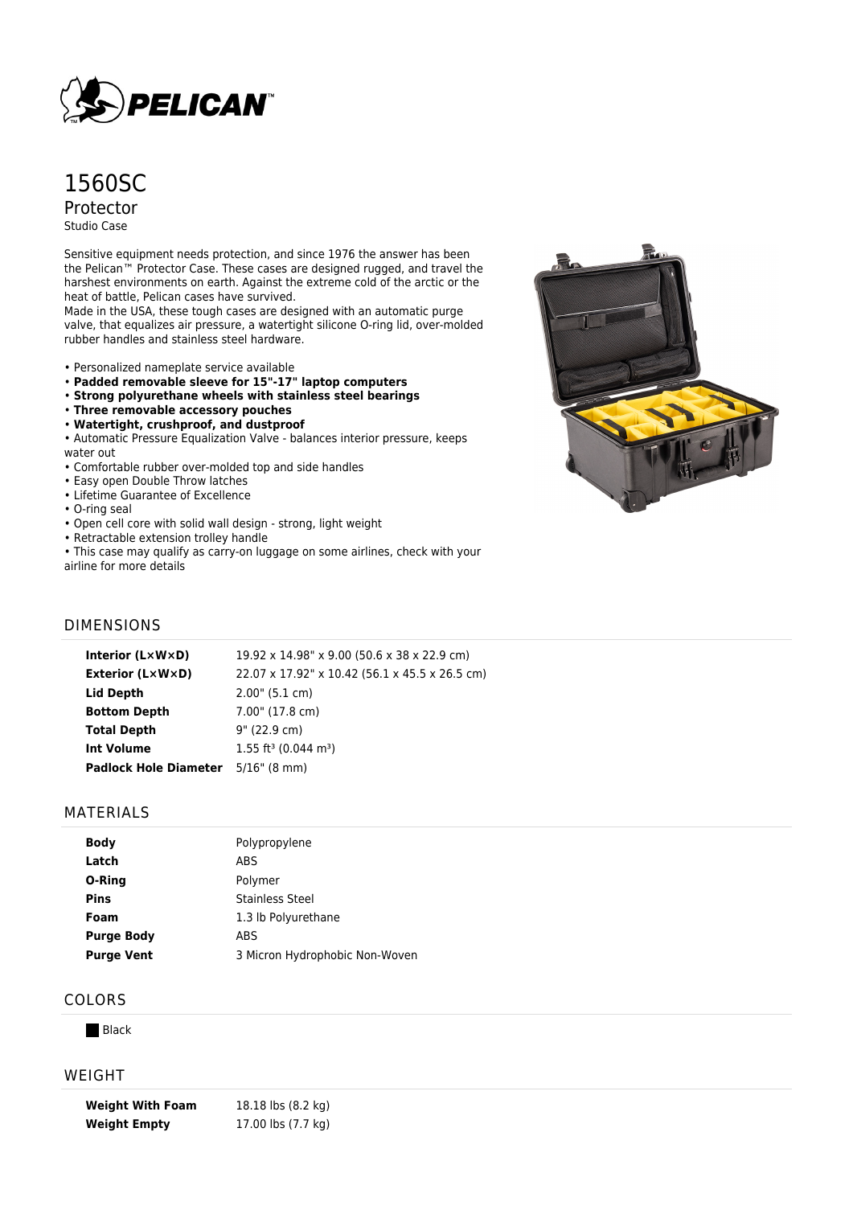# 1560SC

## Protector

Studio Case

Sensitive equipment needs protection, and since 1976 the answer has been the Pelican™ Protector Case. These cases are designed rugged, and travel the harshest environments on earth. Against the extreme cold of the arctic or the heat of battle, Pelican cases have survived.

Made in the USA, these tough cases are designed with an automatic purge valve, that equalizes air pressure, a watertight silicone O-ring lid, over-molded rubber handles and stainless steel hardware.

- Personalized nameplate service available
- **Padded removable sleeve for 15"-17" laptop computers**
- **Strong polyurethane wheels with stainless steel bearings**
- **Three removable accessory pouches**
- **Watertight, crushproof, and dustproof**
- Automatic Pressure Equalization Valve - balances interior pressure, keeps water out
- Comfortable rubber over-molded top and side handles
- Easy open Double Throw latches
- Lifetime Guarantee of Excellence
- O-ring seal
- Open cell core with solid wall design - strong, light weight
- Retractable extension trolley handle
- This case may qualify as carry-on luggage on some airlines, check with your airline for more details

## DIMENSIONS

| | |
|---|---|
| **Interior (L×W×D)** | 19.92 x 14.98" x 9.00 (50.6 x 38 x 22.9 cm) |
| **Exterior (L×W×D)** | 22.07 x 17.92" x 10.42 (56.1 x 45.5 x 26.5 cm) |
| **Lid Depth** | 2.00" (5.1 cm) |
| **Bottom Depth** | 7.00" (17.8 cm) |
| **Total Depth** | 9" (22.9 cm) |
| **Int Volume** | 1.55 $ft^3$ (0.044 $m^3$) |
| **Padlock Hole Diameter** | 5/16" (8 mm) |

## MATERIALS

| | |
|---|---|
| **Body** | Polypropylene |
| **Latch** | ABS |
| **O-Ring** | Polymer |
| **Pins** | Stainless Steel |
| **Foam** | 1.3 lb Polyurethane |
| **Purge Body** | ABS |
| **Purge Vent** | 3 Micron Hydrophobic Non-Woven |

## COLORS

Black

## WEIGHT

| | |
|---|---|
| **Weight With Foam** | 18.18 lbs (8.2 kg) |
| **Weight Empty** | 17.00 lbs (7.7 kg) |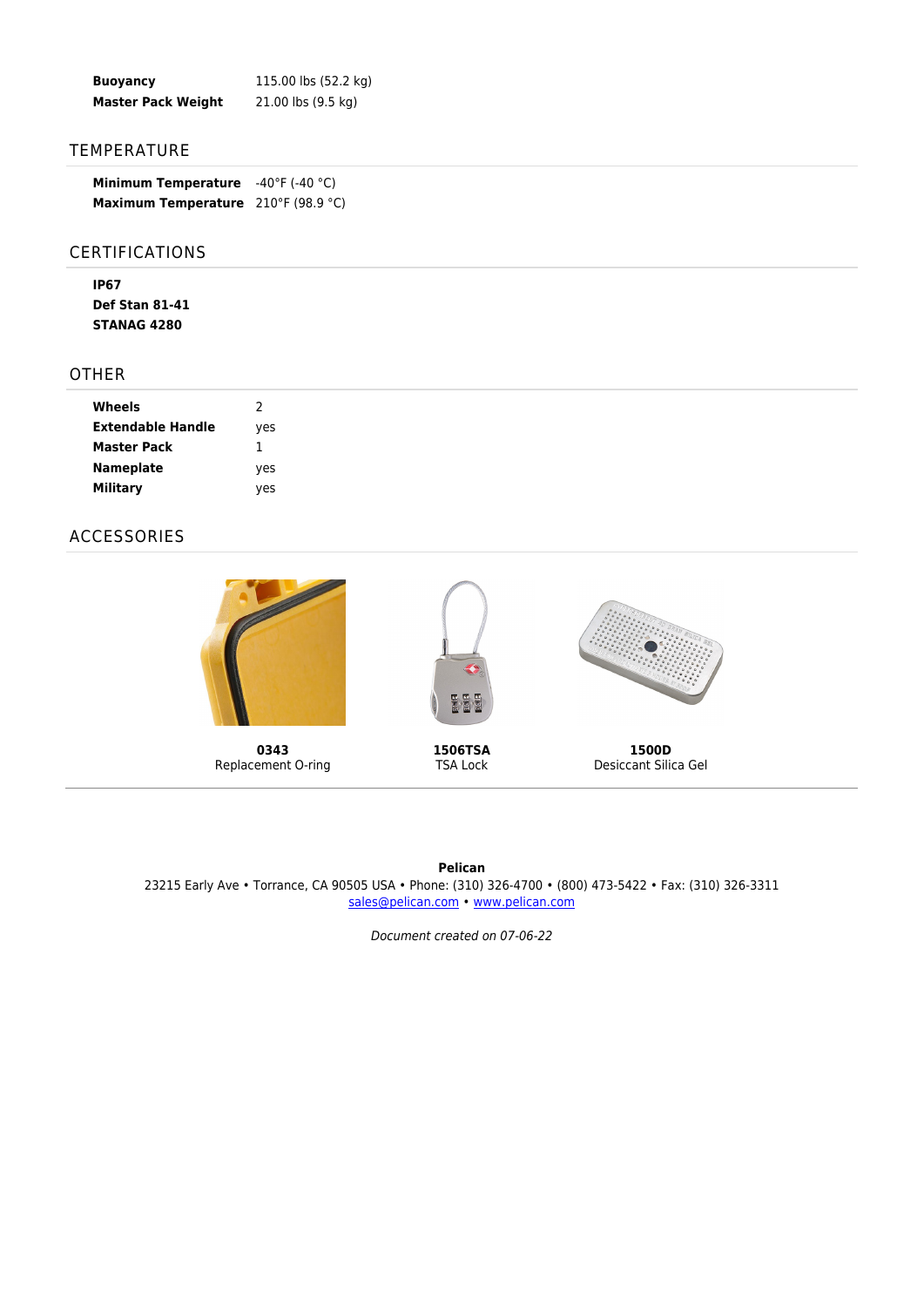| | |
|---|---|
| **Buoyancy** | 115.00 lbs (52.2 kg) |
| **Master Pack Weight** | 21.00 lbs (9.5 kg) |

## TEMPERATURE

| | |
|---|---|
| **Minimum Temperature** | -40°F (-40 °C) |
| **Maximum Temperature** | 210°F (98.9 °C) |

## CERTIFICATIONS

**IP67**
**Def Stan 81-41**
**STANAG 4280**

## OTHER

| | |
|---|---|
| **Wheels** | 2 |
| **Extendable Handle** | yes |
| **Master Pack** | 1 |
| **Nameplate** | yes |
| **Military** | yes |

## ACCESSORIES

**0343**
Replacement O-ring

**1506TSA**
TSA Lock

**1500D**
Desiccant Silica Gel

**Pelican**
23215 Early Ave • Torrance, CA 90505 USA • Phone: (310) 326-4700 • (800) 473-5422 • Fax: (310) 326-3311
sales@pelican.com • www.pelican.com

*Document created on 07-06-22*